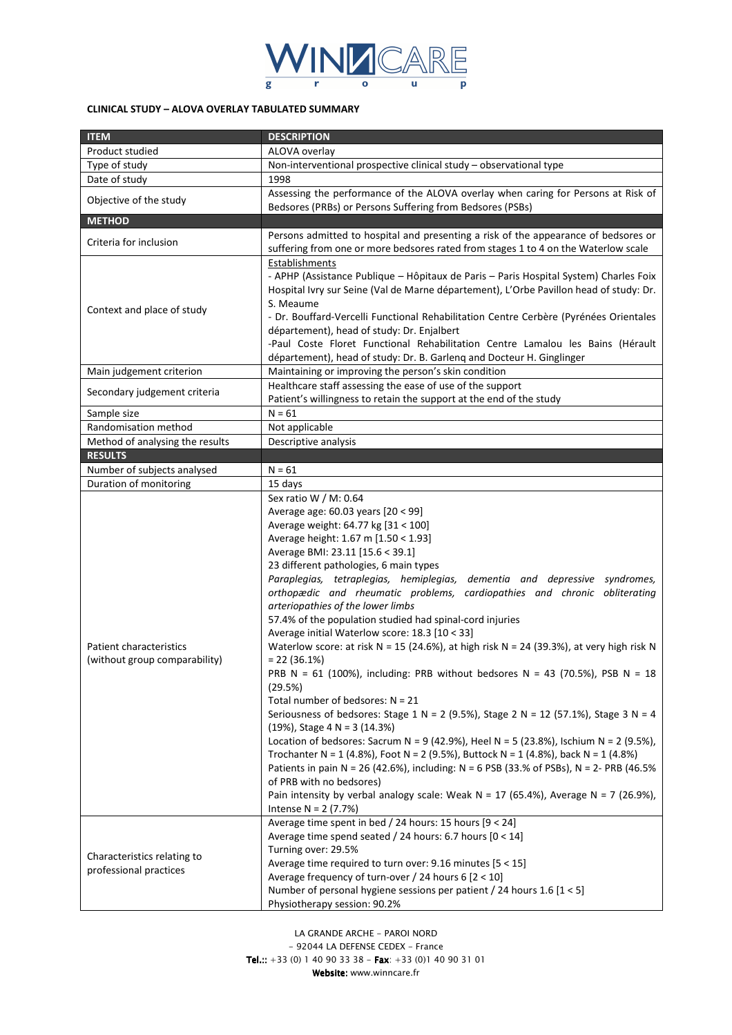**CLINICAL STUDY – ALOVA OVERLAY TABULATED SUMMARY**

| ITEM | DESCRIPTION |
|---|---|
| Product studied | ALOVA overlay |
| Type of study | Non-interventional prospective clinical study – observational type |
| Date of study | 1998 |
| Objective of the study | Assessing the performance of the ALOVA overlay when caring for Persons at Risk of Bedsores (PRBs) or Persons Suffering from Bedsores (PSBs) |
| **METHOD** | |
| Criteria for inclusion | Persons admitted to hospital and presenting a risk of the appearance of bedsores or suffering from one or more bedsores rated from stages 1 to 4 on the Waterlow scale |
| Context and place of study | Establishments<br>- APHP (Assistance Publique – Hôpitaux de Paris – Paris Hospital System) Charles Foix Hospital Ivry sur Seine (Val de Marne département), L'Orbe Pavillon head of study: Dr. S. Meaume<br>- Dr. Bouffard-Vercelli Functional Rehabilitation Centre Cerbère (Pyrénées Orientales département), head of study: Dr. Enjalbert<br>-Paul Coste Floret Functional Rehabilitation Centre Lamalou les Bains (Hérault département), head of study: Dr. B. Garlenq and Docteur H. Ginglinger |
| Main judgement criterion | Maintaining or improving the person's skin condition |
| Secondary judgement criteria | Healthcare staff assessing the ease of use of the support<br>Patient's willingness to retain the support at the end of the study |
| Sample size | N = 61 |
| Randomisation method | Not applicable |
| Method of analysing the results | Descriptive analysis |
| **RESULTS** | |
| Number of subjects analysed | N = 61 |
| Duration of monitoring | 15 days |
| Patient characteristics (without group comparability) | Sex ratio W / M: 0.64<br>Average age: 60.03 years [20 < 99]<br>Average weight: 64.77 kg [31 < 100]<br>Average height: 1.67 m [1.50 < 1.93]<br>Average BMI: 23.11 [15.6 < 39.1]<br>23 different pathologies, 6 main types<br>*Paraplegias, tetraplegias, hemiplegias, dementia and depressive syndromes, orthopædic and rheumatic problems, cardiopathies and chronic obliterating arteriopathies of the lower limbs*<br>57.4% of the population studied had spinal-cord injuries<br>Average initial Waterlow score: 18.3 [10 < 33]<br>Waterlow score: at risk N = 15 (24.6%), at high risk N = 24 (39.3%), at very high risk N = 22 (36.1%)<br>PRB N = 61 (100%), including: PRB without bedsores N = 43 (70.5%), PSB N = 18 (29.5%)<br>Total number of bedsores: N = 21<br>Seriousness of bedsores: Stage 1 N = 2 (9.5%), Stage 2 N = 12 (57.1%), Stage 3 N = 4 (19%), Stage 4 N = 3 (14.3%)<br>Location of bedsores: Sacrum N = 9 (42.9%), Heel N = 5 (23.8%), Ischium N = 2 (9.5%), Trochanter N = 1 (4.8%), Foot N = 2 (9.5%), Buttock N = 1 (4.8%), back N = 1 (4.8%)<br>Patients in pain N = 26 (42.6%), including: N = 6 PSB (33.% of PSBs), N = 2- PRB (46.5% of PRB with no bedsores)<br>Pain intensity by verbal analogy scale: Weak N = 17 (65.4%), Average N = 7 (26.9%), Intense N = 2 (7.7%) |
| Characteristics relating to professional practices | Average time spent in bed / 24 hours: 15 hours [9 < 24]<br>Average time spend seated / 24 hours: 6.7 hours [0 < 14]<br>Turning over: 29.5%<br>Average time required to turn over: 9.16 minutes [5 < 15]<br>Average frequency of turn-over / 24 hours 6 [2 < 10]<br>Number of personal hygiene sessions per patient / 24 hours 1.6 [1 < 5]<br>Physiotherapy session: 90.2% |

LA GRANDE ARCHE – PAROI NORD
– 92044 LA DEFENSE CEDEX – France
**Tel.:** +33 (0) 1 40 90 33 38 – **Fax**: +33 (0)1 40 90 31 01
**Website:** www.winncare.fr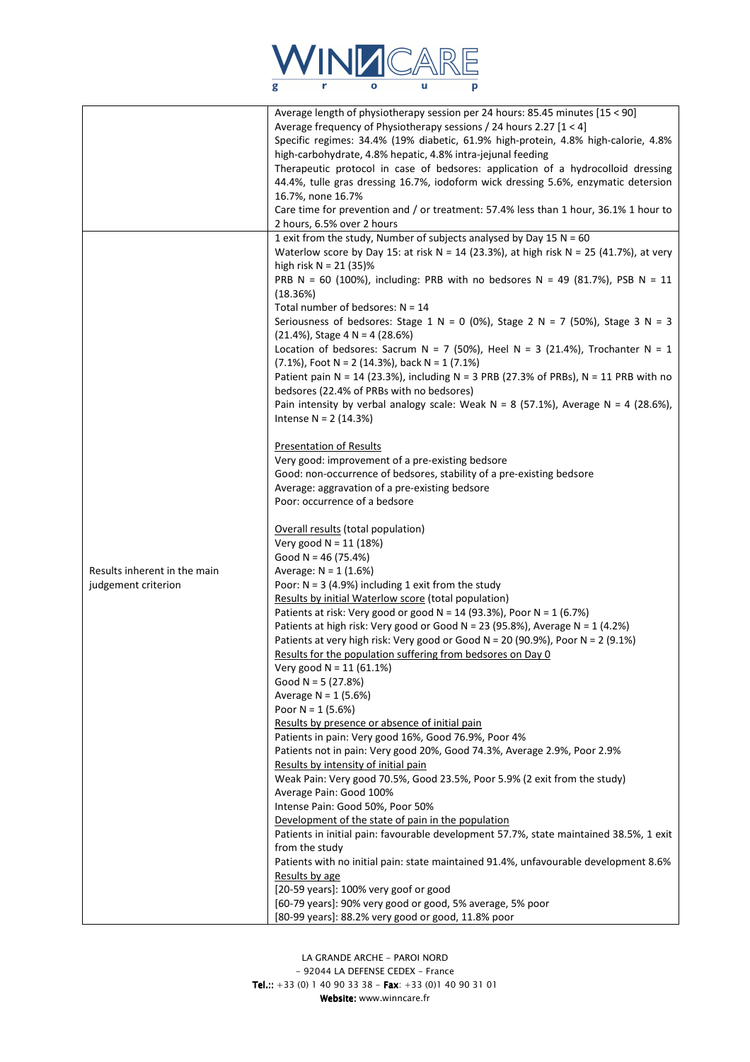| | |
|---|---|
| | Average length of physiotherapy session per 24 hours: 85.45 minutes [15 < 90]<br>Average frequency of Physiotherapy sessions / 24 hours 2.27 [1 < 4]<br>Specific regimes: 34.4% (19% diabetic, 61.9% high-protein, 4.8% high-calorie, 4.8% high-carbohydrate, 4.8% hepatic, 4.8% intra-jejunal feeding<br>Therapeutic protocol in case of bedsores: application of a hydrocolloid dressing 44.4%, tulle gras dressing 16.7%, iodoform wick dressing 5.6%, enzymatic detersion 16.7%, none 16.7%<br>Care time for prevention and / or treatment: 57.4% less than 1 hour, 36.1% 1 hour to 2 hours, 6.5% over 2 hours |
| Results inherent in the main judgement criterion | 1 exit from the study, Number of subjects analysed by Day 15 N = 60<br>Waterlow score by Day 15: at risk N = 14 (23.3%), at high risk N = 25 (41.7%), at very high risk N = 21 (35)%<br>PRB N = 60 (100%), including: PRB with no bedsores N = 49 (81.7%), PSB N = 11 (18.36%)<br>Total number of bedsores: N = 14<br>Seriousness of bedsores: Stage 1 N = 0 (0%), Stage 2 N = 7 (50%), Stage 3 N = 3 (21.4%), Stage 4 N = 4 (28.6%)<br>Location of bedsores: Sacrum N = 7 (50%), Heel N = 3 (21.4%), Trochanter N = 1 (7.1%), Foot N = 2 (14.3%), back N = 1 (7.1%)<br>Patient pain N = 14 (23.3%), including N = 3 PRB (27.3% of PRBs), N = 11 PRB with no bedsores (22.4% of PRBs with no bedsores)<br>Pain intensity by verbal analogy scale: Weak N = 8 (57.1%), Average N = 4 (28.6%), Intense N = 2 (14.3%)<br><br><u>Presentation of Results</u><br>Very good: improvement of a pre-existing bedsore<br>Good: non-occurrence of bedsores, stability of a pre-existing bedsore<br>Average: aggravation of a pre-existing bedsore<br>Poor: occurrence of a bedsore<br><br><u>Overall results</u> (total population)<br>Very good N = 11 (18%)<br>Good N = 46 (75.4%)<br>Average: N = 1 (1.6%)<br>Poor: N = 3 (4.9%) including 1 exit from the study<br><u>Results by initial Waterlow score</u> (total population)<br>Patients at risk: Very good or good N = 14 (93.3%), Poor N = 1 (6.7%)<br>Patients at high risk: Very good or Good N = 23 (95.8%), Average N = 1 (4.2%)<br>Patients at very high risk: Very good or Good N = 20 (90.9%), Poor N = 2 (9.1%)<br><u>Results for the population suffering from bedsores on Day 0</u><br>Very good N = 11 (61.1%)<br>Good N = 5 (27.8%)<br>Average N = 1 (5.6%)<br>Poor N = 1 (5.6%)<br><u>Results by presence or absence of initial pain</u><br>Patients in pain: Very good 16%, Good 76.9%, Poor 4%<br>Patients not in pain: Very good 20%, Good 74.3%, Average 2.9%, Poor 2.9%<br><u>Results by intensity of initial pain</u><br>Weak Pain: Very good 70.5%, Good 23.5%, Poor 5.9% (2 exit from the study)<br>Average Pain: Good 100%<br>Intense Pain: Good 50%, Poor 50%<br><u>Development of the state of pain in the population</u><br>Patients in initial pain: favourable development 57.7%, state maintained 38.5%, 1 exit from the study<br>Patients with no initial pain: state maintained 91.4%, unfavourable development 8.6%<br><u>Results by age</u><br>[20-59 years]: 100% very goof or good<br>[60-79 years]: 90% very good or good, 5% average, 5% poor<br>[80-99 years]: 88.2% very good or good, 11.8% poor |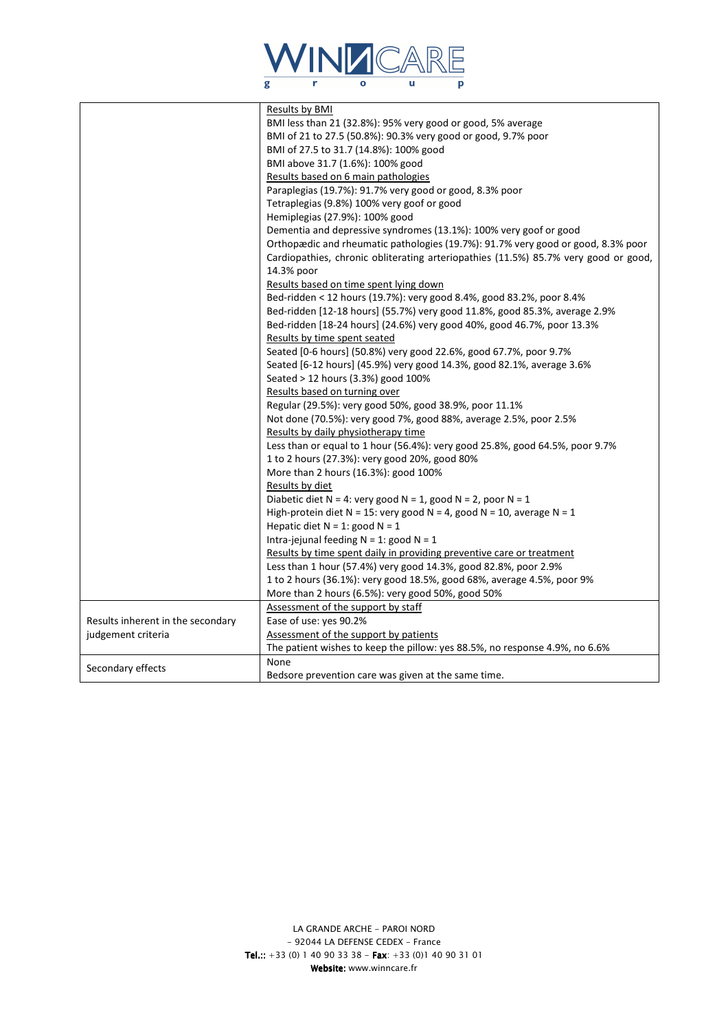| | |
|---|---|
| | Results by BMI<br>BMI less than 21 (32.8%): 95% very good or good, 5% average<br>BMI of 21 to 27.5 (50.8%): 90.3% very good or good, 9.7% poor<br>BMI of 27.5 to 31.7 (14.8%): 100% good<br>BMI above 31.7 (1.6%): 100% good<br>Results based on 6 main pathologies<br>Paraplegias (19.7%): 91.7% very good or good, 8.3% poor<br>Tetraplegias (9.8%) 100% very goof or good<br>Hemiplegias (27.9%): 100% good<br>Dementia and depressive syndromes (13.1%): 100% very goof or good<br>Orthopædic and rheumatic pathologies (19.7%): 91.7% very good or good, 8.3% poor<br>Cardiopathies, chronic obliterating arteriopathies (11.5%) 85.7% very good or good, 14.3% poor<br>Results based on time spent lying down<br>Bed-ridden < 12 hours (19.7%): very good 8.4%, good 83.2%, poor 8.4%<br>Bed-ridden [12-18 hours] (55.7%) very good 11.8%, good 85.3%, average 2.9%<br>Bed-ridden [18-24 hours] (24.6%) very good 40%, good 46.7%, poor 13.3%<br>Results by time spent seated<br>Seated [0-6 hours] (50.8%) very good 22.6%, good 67.7%, poor 9.7%<br>Seated [6-12 hours] (45.9%) very good 14.3%, good 82.1%, average 3.6%<br>Seated > 12 hours (3.3%) good 100%<br>Results based on turning over<br>Regular (29.5%): very good 50%, good 38.9%, poor 11.1%<br>Not done (70.5%): very good 7%, good 88%, average 2.5%, poor 2.5%<br>Results by daily physiotherapy time<br>Less than or equal to 1 hour (56.4%): very good 25.8%, good 64.5%, poor 9.7%<br>1 to 2 hours (27.3%): very good 20%, good 80%<br>More than 2 hours (16.3%): good 100%<br>Results by diet<br>Diabetic diet N = 4: very good N = 1, good N = 2, poor N = 1<br>High-protein diet N = 15: very good N = 4, good N = 10, average N = 1<br>Hepatic diet N = 1: good N = 1<br>Intra-jejunal feeding N = 1: good N = 1<br>Results by time spent daily in providing preventive care or treatment<br>Less than 1 hour (57.4%) very good 14.3%, good 82.8%, poor 2.9%<br>1 to 2 hours (36.1%): very good 18.5%, good 68%, average 4.5%, poor 9%<br>More than 2 hours (6.5%): very good 50%, good 50% |
| Results inherent in the secondary judgement criteria | Assessment of the support by staff<br>Ease of use: yes 90.2%<br>Assessment of the support by patients<br>The patient wishes to keep the pillow: yes 88.5%, no response 4.9%, no 6.6% |
| Secondary effects | None<br>Bedsore prevention care was given at the same time. |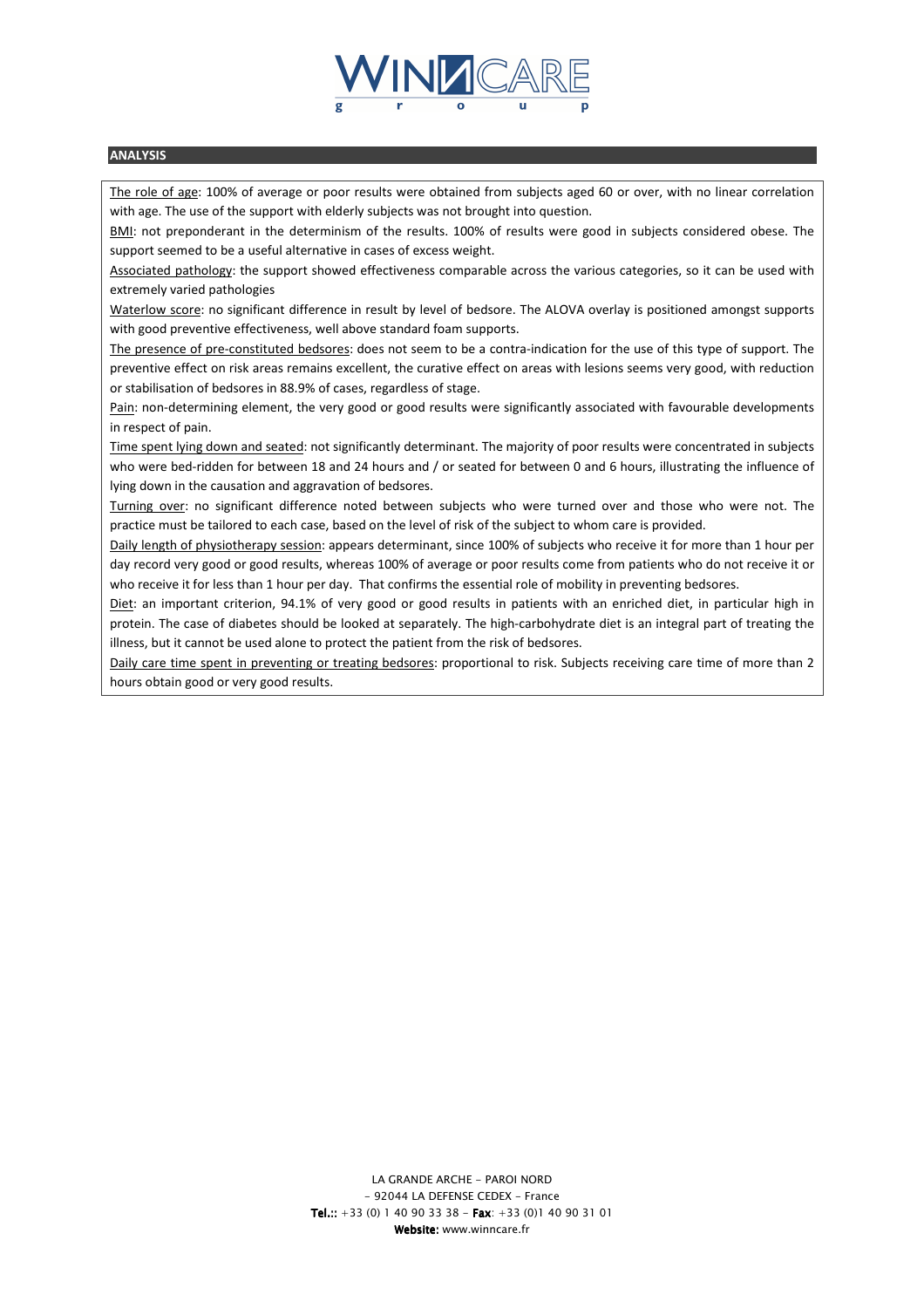## ANALYSIS

The role of age: 100% of average or poor results were obtained from subjects aged 60 or over, with no linear correlation with age. The use of the support with elderly subjects was not brought into question.

BMI: not preponderant in the determinism of the results. 100% of results were good in subjects considered obese. The support seemed to be a useful alternative in cases of excess weight.

Associated pathology: the support showed effectiveness comparable across the various categories, so it can be used with extremely varied pathologies

Waterlow score: no significant difference in result by level of bedsore. The ALOVA overlay is positioned amongst supports with good preventive effectiveness, well above standard foam supports.

The presence of pre-constituted bedsores: does not seem to be a contra-indication for the use of this type of support. The preventive effect on risk areas remains excellent, the curative effect on areas with lesions seems very good, with reduction or stabilisation of bedsores in 88.9% of cases, regardless of stage.

Pain: non-determining element, the very good or good results were significantly associated with favourable developments in respect of pain.

Time spent lying down and seated: not significantly determinant. The majority of poor results were concentrated in subjects who were bed-ridden for between 18 and 24 hours and / or seated for between 0 and 6 hours, illustrating the influence of lying down in the causation and aggravation of bedsores.

Turning over: no significant difference noted between subjects who were turned over and those who were not. The practice must be tailored to each case, based on the level of risk of the subject to whom care is provided.

Daily length of physiotherapy session: appears determinant, since 100% of subjects who receive it for more than 1 hour per day record very good or good results, whereas 100% of average or poor results come from patients who do not receive it or who receive it for less than 1 hour per day. That confirms the essential role of mobility in preventing bedsores.

Diet: an important criterion, 94.1% of very good or good results in patients with an enriched diet, in particular high in protein. The case of diabetes should be looked at separately. The high-carbohydrate diet is an integral part of treating the illness, but it cannot be used alone to protect the patient from the risk of bedsores.

Daily care time spent in preventing or treating bedsores: proportional to risk. Subjects receiving care time of more than 2 hours obtain good or very good results.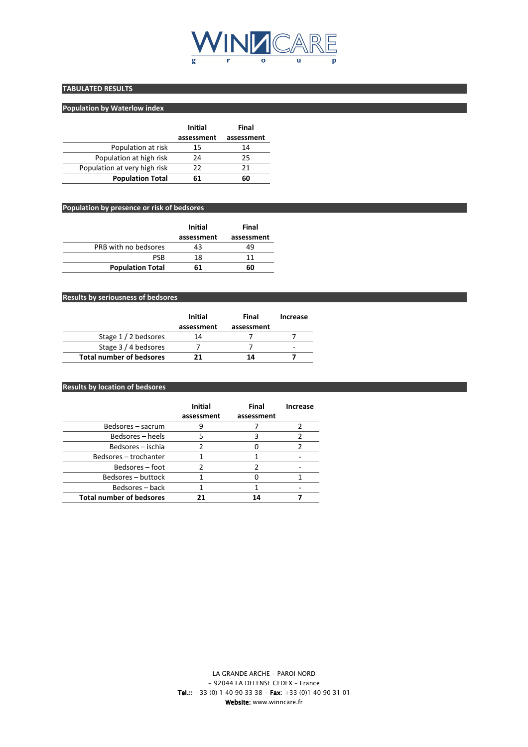## TABULATED RESULTS

### Population by Waterlow index

| | Initial assessment | Final assessment |
|---|---|---|
| Population at risk | 15 | 14 |
| Population at high risk | 24 | 25 |
| Population at very high risk | 22 | 21 |
| **Population Total** | **61** | **60** |

### Population by presence or risk of bedsores

| | Initial assessment | Final assessment |
|---|---|---|
| PRB with no bedsores | 43 | 49 |
| PSB | 18 | 11 |
| **Population Total** | **61** | **60** |

### Results by seriousness of bedsores

| | Initial assessment | Final assessment | Increase |
|---|---|---|---|
| Stage 1 / 2 bedsores | 14 | 7 | 7 |
| Stage 3 / 4 bedsores | 7 | 7 | - |
| **Total number of bedsores** | **21** | **14** | **7** |

### Results by location of bedsores

| | Initial assessment | Final assessment | Increase |
|---|---|---|---|
| Bedsores – sacrum | 9 | 7 | 2 |
| Bedsores – heels | 5 | 3 | 2 |
| Bedsores – ischia | 2 | 0 | 2 |
| Bedsores – trochanter | 1 | 1 | - |
| Bedsores – foot | 2 | 2 | - |
| Bedsores – buttock | 1 | 0 | 1 |
| Bedsores – back | 1 | 1 | - |
| **Total number of bedsores** | **21** | **14** | **7** |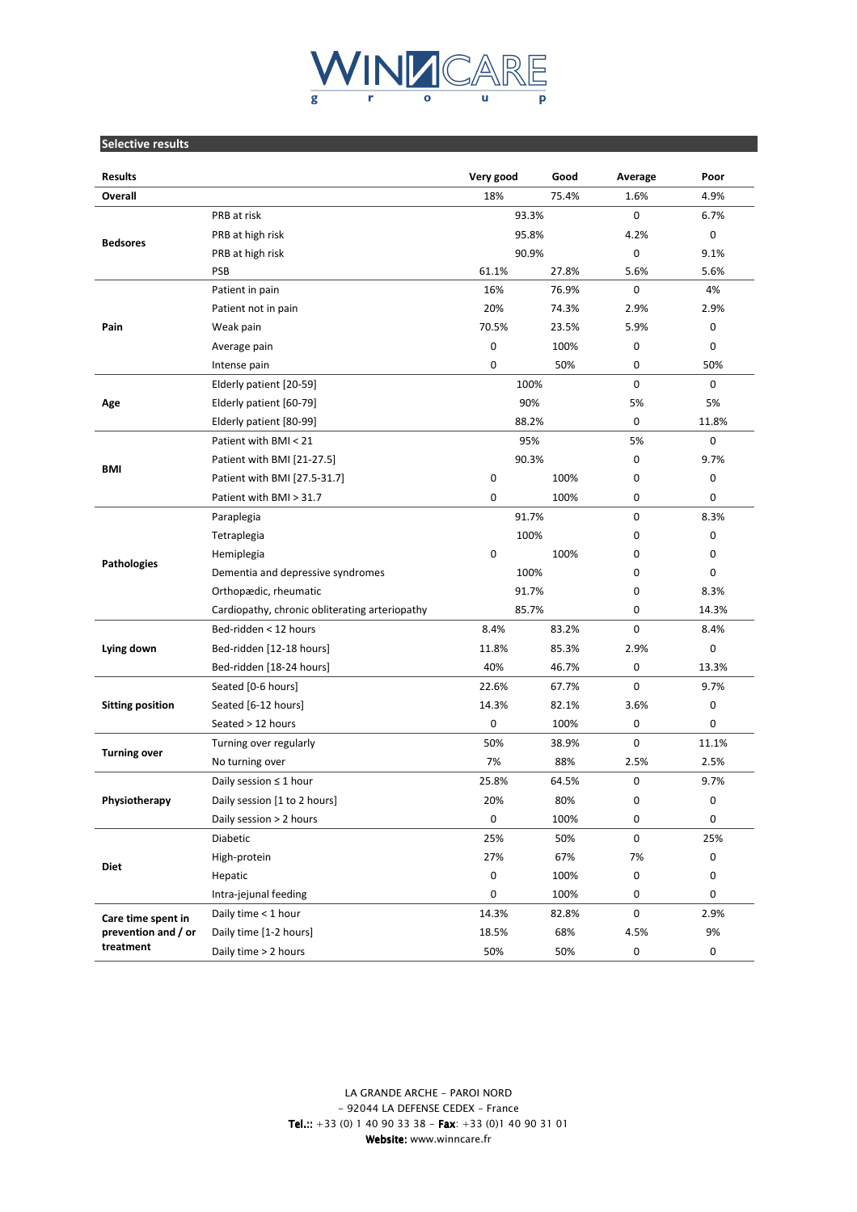## Selective results

| Results | | Very good | Good | Average | Poor |
|---|---|---|---|---|---|
| **Overall** | | 18% | 75.4% | 1.6% | 4.9% |
| **Bedsores** | PRB at risk | 93.3% | | 0 | 6.7% |
| | PRB at high risk | 95.8% | | 4.2% | 0 |
| | PRB at high risk | 90.9% | | 0 | 9.1% |
| | PSB | 61.1% | 27.8% | 5.6% | 5.6% |
| **Pain** | Patient in pain | 16% | 76.9% | 0 | 4% |
| | Patient not in pain | 20% | 74.3% | 2.9% | 2.9% |
| | Weak pain | 70.5% | 23.5% | 5.9% | 0 |
| | Average pain | 0 | 100% | 0 | 0 |
| | Intense pain | 0 | 50% | 0 | 50% |
| **Age** | Elderly patient [20-59] | 100% | | 0 | 0 |
| | Elderly patient [60-79] | 90% | | 5% | 5% |
| | Elderly patient [80-99] | 88.2% | | 0 | 11.8% |
| **BMI** | Patient with BMI < 21 | 95% | | 5% | 0 |
| | Patient with BMI [21-27.5] | 90.3% | | 0 | 9.7% |
| | Patient with BMI [27.5-31.7] | 0 | 100% | 0 | 0 |
| | Patient with BMI > 31.7 | 0 | 100% | 0 | 0 |
| **Pathologies** | Paraplegia | 91.7% | | 0 | 8.3% |
| | Tetraplegia | 100% | | 0 | 0 |
| | Hemiplegia | 0 | 100% | 0 | 0 |
| | Dementia and depressive syndromes | 100% | | 0 | 0 |
| | Orthopædic, rheumatic | 91.7% | | 0 | 8.3% |
| | Cardiopathy, chronic obliterating arteriopathy | 85.7% | | 0 | 14.3% |
| **Lying down** | Bed-ridden < 12 hours | 8.4% | 83.2% | 0 | 8.4% |
| | Bed-ridden [12-18 hours] | 11.8% | 85.3% | 2.9% | 0 |
| | Bed-ridden [18-24 hours] | 40% | 46.7% | 0 | 13.3% |
| **Sitting position** | Seated [0-6 hours] | 22.6% | 67.7% | 0 | 9.7% |
| | Seated [6-12 hours] | 14.3% | 82.1% | 3.6% | 0 |
| | Seated > 12 hours | 0 | 100% | 0 | 0 |
| **Turning over** | Turning over regularly | 50% | 38.9% | 0 | 11.1% |
| | No turning over | 7% | 88% | 2.5% | 2.5% |
| **Physiotherapy** | Daily session ≤ 1 hour | 25.8% | 64.5% | 0 | 9.7% |
| | Daily session [1 to 2 hours] | 20% | 80% | 0 | 0 |
| | Daily session > 2 hours | 0 | 100% | 0 | 0 |
| **Diet** | Diabetic | 25% | 50% | 0 | 25% |
| | High-protein | 27% | 67% | 7% | 0 |
| | Hepatic | 0 | 100% | 0 | 0 |
| | Intra-jejunal feeding | 0 | 100% | 0 | 0 |
| **Care time spent in prevention and / or treatment** | Daily time < 1 hour | 14.3% | 82.8% | 0 | 2.9% |
| | Daily time [1-2 hours] | 18.5% | 68% | 4.5% | 9% |
| | Daily time > 2 hours | 50% | 50% | 0 | 0 |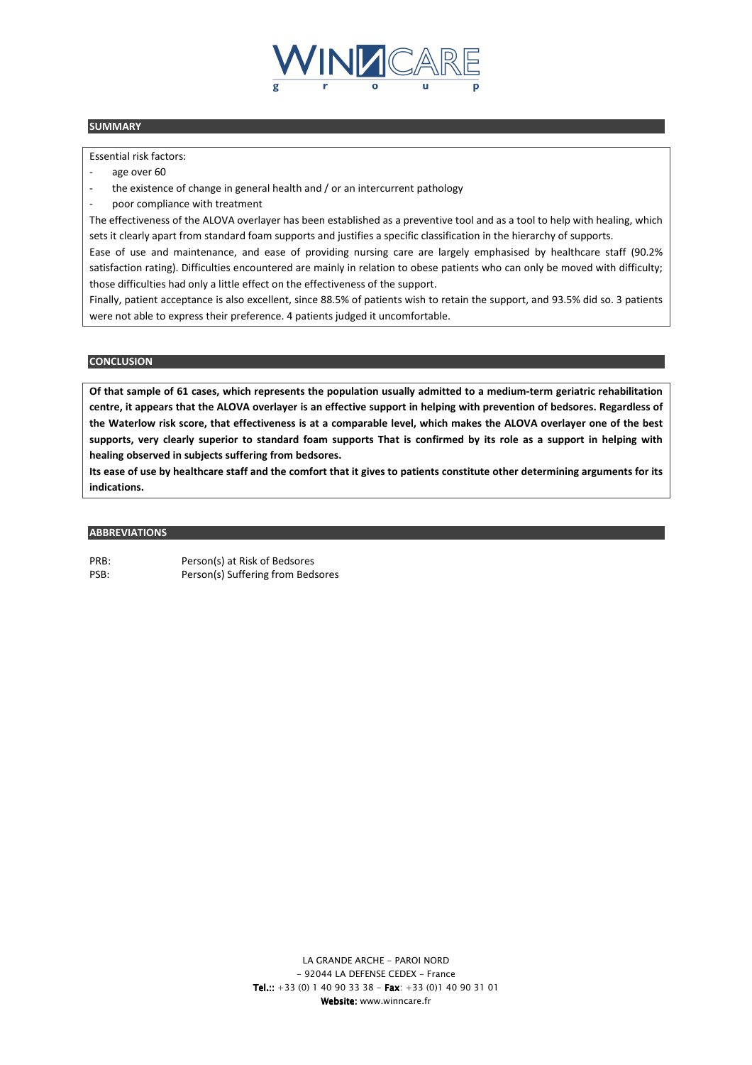## SUMMARY

Essential risk factors:

- age over 60
- the existence of change in general health and / or an intercurrent pathology
- poor compliance with treatment

The effectiveness of the ALOVA overlayer has been established as a preventive tool and as a tool to help with healing, which sets it clearly apart from standard foam supports and justifies a specific classification in the hierarchy of supports.

Ease of use and maintenance, and ease of providing nursing care are largely emphasised by healthcare staff (90.2% satisfaction rating). Difficulties encountered are mainly in relation to obese patients who can only be moved with difficulty; those difficulties had only a little effect on the effectiveness of the support.

Finally, patient acceptance is also excellent, since 88.5% of patients wish to retain the support, and 93.5% did so. 3 patients were not able to express their preference. 4 patients judged it uncomfortable.

## CONCLUSION

**Of that sample of 61 cases, which represents the population usually admitted to a medium-term geriatric rehabilitation centre, it appears that the ALOVA overlayer is an effective support in helping with prevention of bedsores. Regardless of the Waterlow risk score, that effectiveness is at a comparable level, which makes the ALOVA overlayer one of the best supports, very clearly superior to standard foam supports That is confirmed by its role as a support in helping with healing observed in subjects suffering from bedsores.**

**Its ease of use by healthcare staff and the comfort that it gives to patients constitute other determining arguments for its indications.**

## ABBREVIATIONS

PRB: Person(s) at Risk of Bedsores

PSB: Person(s) Suffering from Bedsores